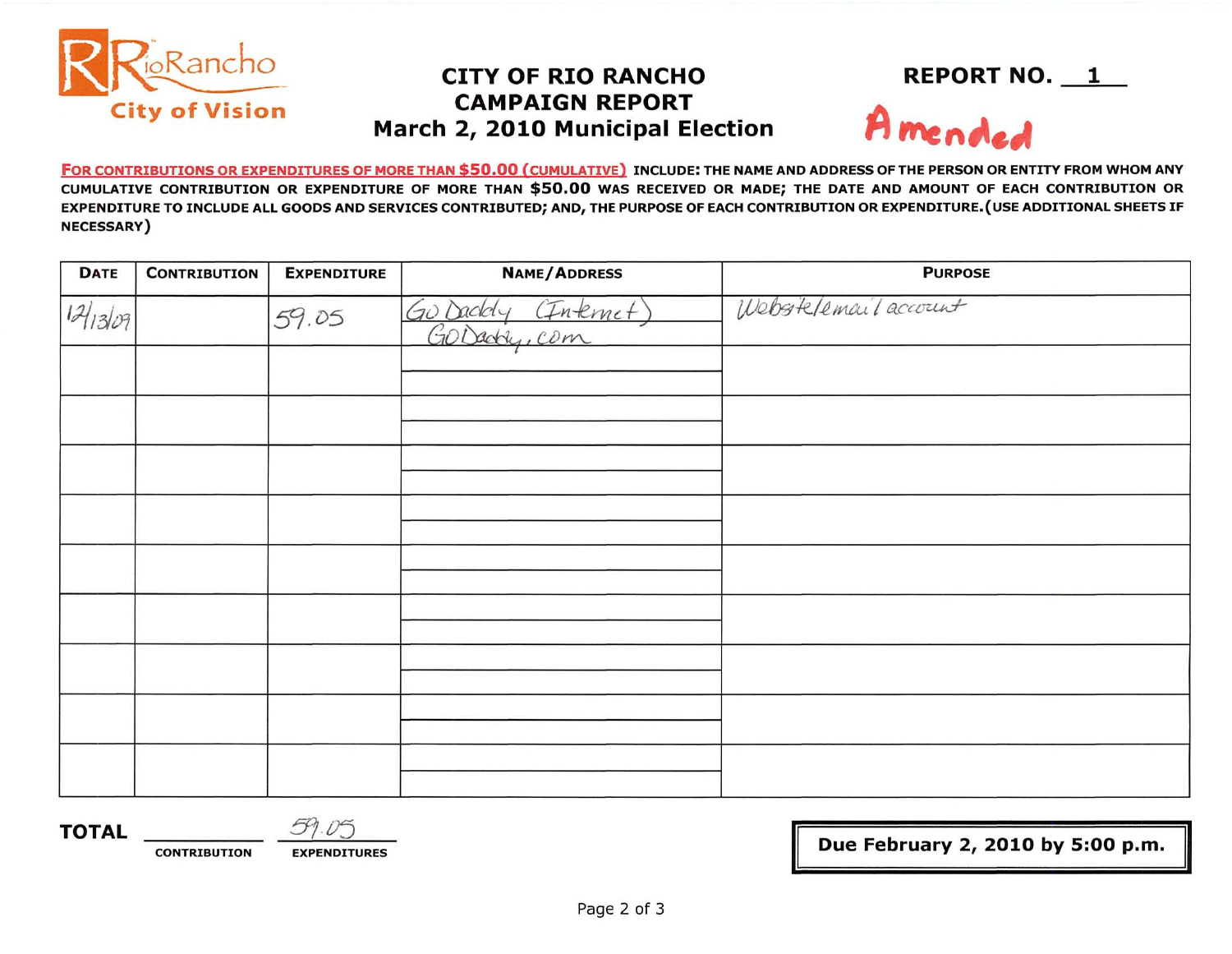RioRancho
City of Vision

# CITY OF RIO RANCHO CAMPAIGN REPORT
## March 2, 2010 Municipal Election

**REPORT NO. 1**

**Amended**

**FOR CONTRIBUTIONS OR EXPENDITURES OF MORE THAN $50.00 (CUMULATIVE)** INCLUDE: THE NAME AND ADDRESS OF THE PERSON OR ENTITY FROM WHOM ANY CUMULATIVE CONTRIBUTION OR EXPENDITURE OF MORE THAN $50.00 WAS RECEIVED OR MADE; THE DATE AND AMOUNT OF EACH CONTRIBUTION OR EXPENDITURE TO INCLUDE ALL GOODS AND SERVICES CONTRIBUTED; AND, THE PURPOSE OF EACH CONTRIBUTION OR EXPENDITURE. (USE ADDITIONAL SHEETS IF NECESSARY)

| DATE | CONTRIBUTION | EXPENDITURE | NAME/ADDRESS | PURPOSE |
|---|---|---|---|---|
| 12/13/09 | | 59.05 | Go Daddy (Internet)<br>GoDaddy.com | Website/email account |
| | | | | |
| | | | | |
| | | | | |
| | | | | |
| | | | | |
| | | | | |
| | | | | |
| | | | | |
| | | | | |

**TOTAL** ______ CONTRIBUTION  59.05 EXPENDITURES

**Due February 2, 2010 by 5:00 p.m.**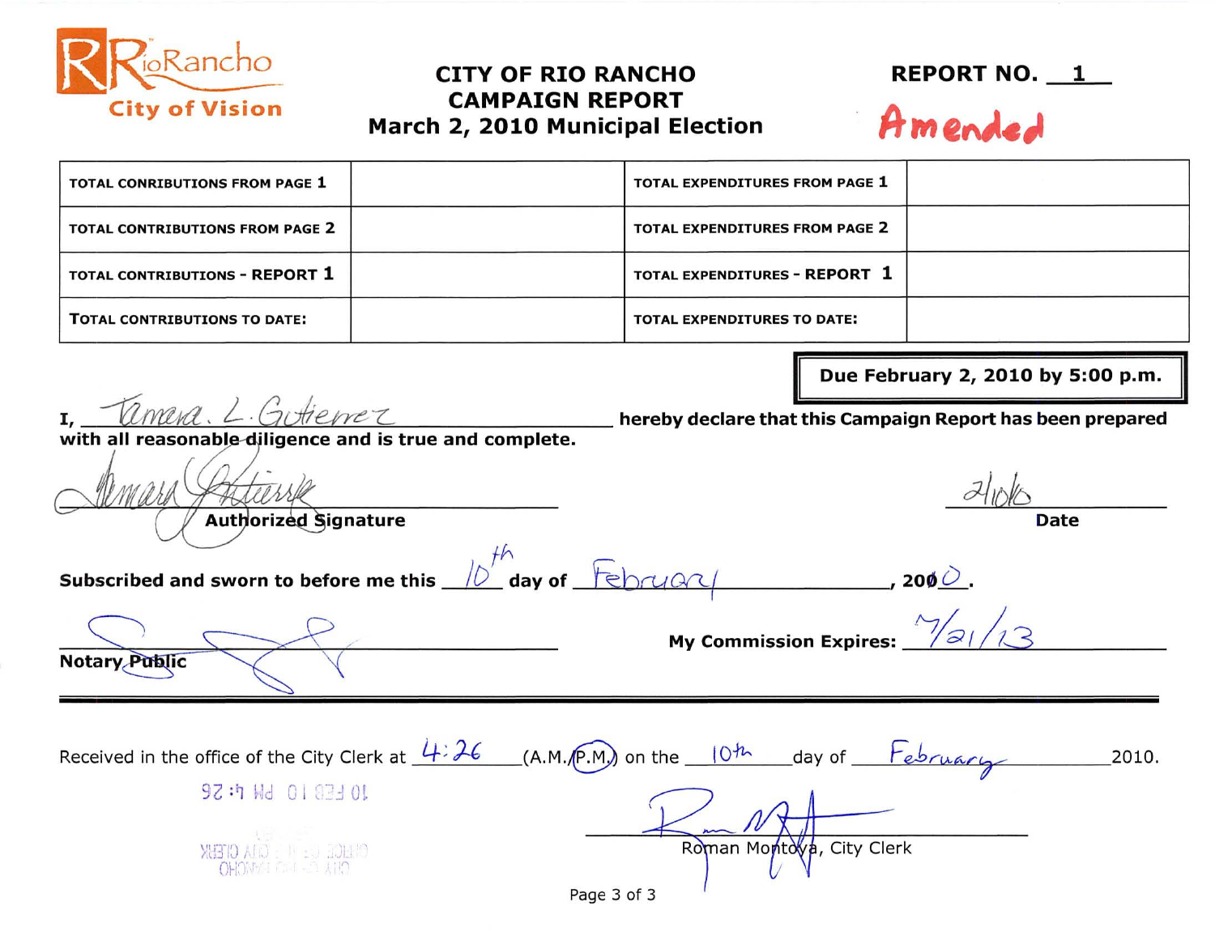RioRancho City of Vision

# CITY OF RIO RANCHO
## CAMPAIGN REPORT
## March 2, 2010 Municipal Election

**REPORT NO. 1**

Amended

| | | | |
|---|---|---|---|
| TOTAL CONRIBUTIONS FROM PAGE 1 | | TOTAL EXPENDITURES FROM PAGE 1 | |
| TOTAL CONTRIBUTIONS FROM PAGE 2 | | TOTAL EXPENDITURES FROM PAGE 2 | |
| TOTAL CONTRIBUTIONS - REPORT 1 | | TOTAL EXPENDITURES - REPORT 1 | |
| TOTAL CONTRIBUTIONS TO DATE: | | TOTAL EXPENDITURES TO DATE: | |

**Due February 2, 2010 by 5:00 p.m.**

**I,** Tamara L. Gutierrez **hereby declare that this Campaign Report has been prepared with all reasonable diligence and is true and complete.**

[signature]
**Authorized Signature**

2/10/10
**Date**

**Subscribed and sworn to before me this** 10th **day of** February **, 2010.**

[signature]
**Notary Public**

**My Commission Expires:** 7/21/13

Received in the office of the City Clerk at 4:26 (A.M./P.M.) on the 10th day of February 2010.

10 FEB 10 PM 4:26

OFFICE OF THE CITY CLERK
CITY OF RIO RANCHO

[signature]
Roman Montoya, City Clerk